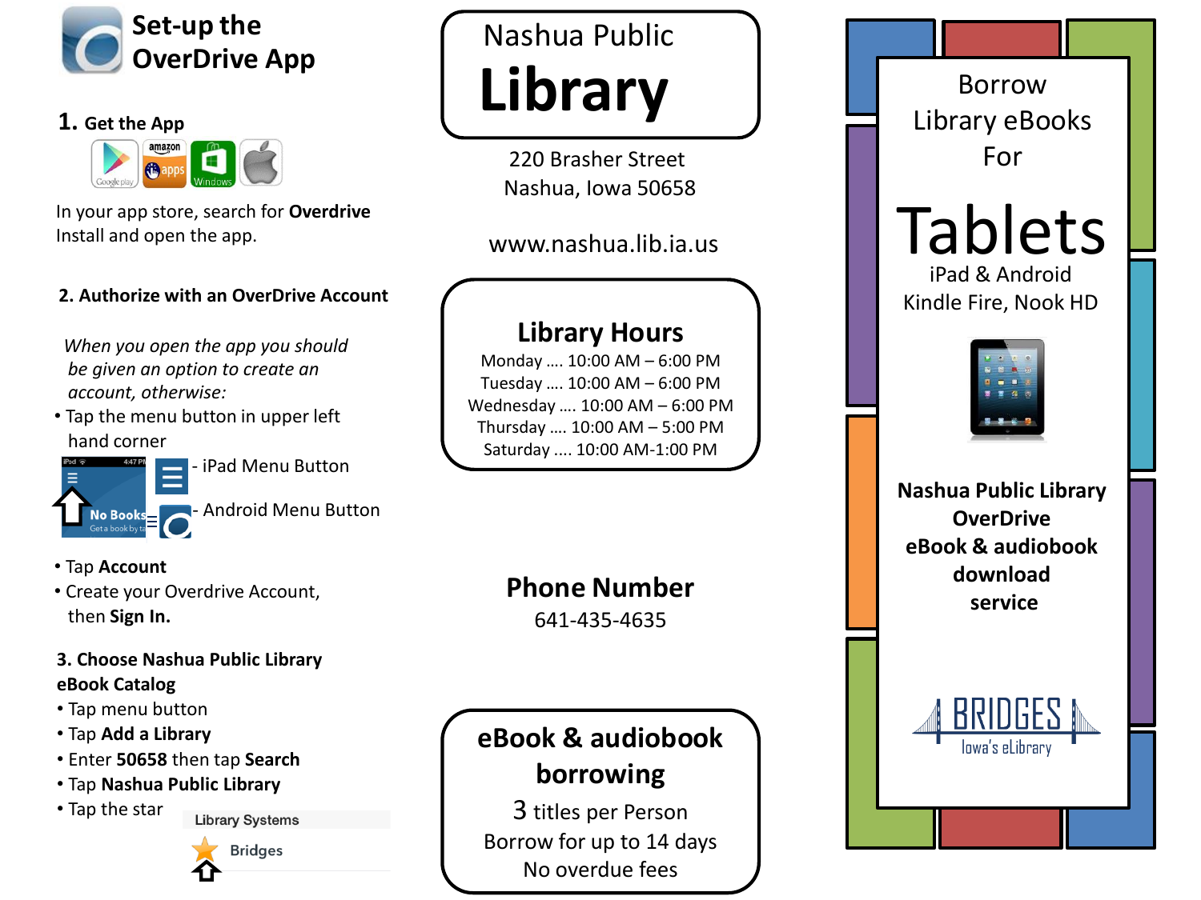# Set-up the OverDrive App

## 1. Get the App

In your app store, search for **Overdrive**
Install and open the app.

## 2. Authorize with an OverDrive Account

*When you open the app you should be given an option to create an account, otherwise:*

- Tap the menu button in upper left hand corner

- iPad Menu Button
- Android Menu Button

- Tap **Account**
- Create your Overdrive Account, then **Sign In.**

## 3. Choose Nashua Public Library eBook Catalog

- Tap menu button
- Tap **Add a Library**
- Enter **50658** then tap **Search**
- Tap **Nashua Public Library**
- Tap the star

Library Systems
Bridges

# Nashua Public Library

220 Brasher Street
Nashua, Iowa 50658

www.nashua.lib.ia.us

## Library Hours

Monday .... 10:00 AM – 6:00 PM
Tuesday .... 10:00 AM – 6:00 PM
Wednesday .... 10:00 AM – 6:00 PM
Thursday .... 10:00 AM – 5:00 PM
Saturday .... 10:00 AM-1:00 PM

## Phone Number

641-435-4635

## eBook & audiobook borrowing

3 titles per Person
Borrow for up to 14 days
No overdue fees

# Borrow Library eBooks For Tablets

iPad & Android
Kindle Fire, Nook HD

**Nashua Public Library OverDrive eBook & audiobook download service**

BRIDGES
Iowa's eLibrary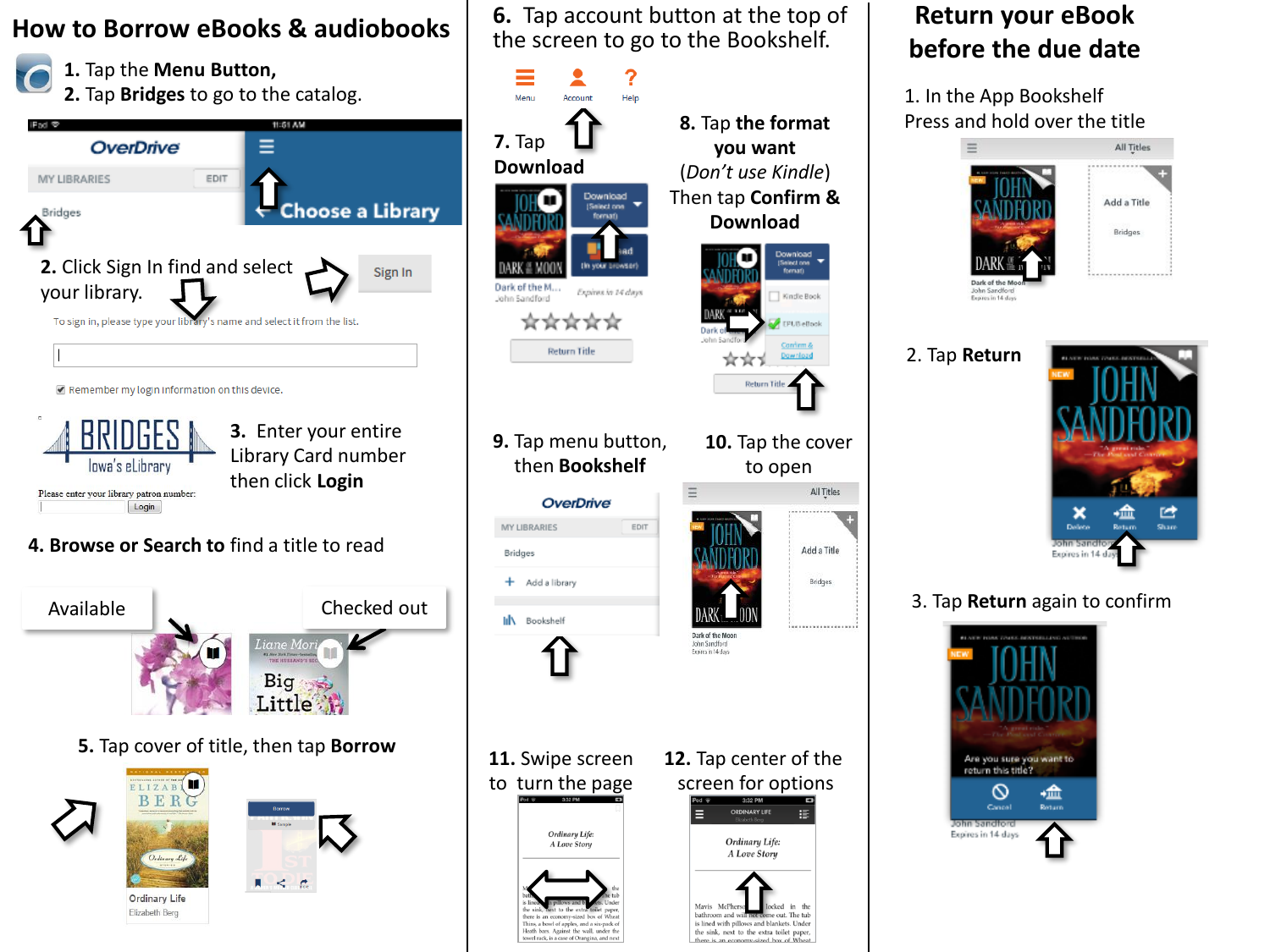# How to Borrow eBooks & audiobooks

**1.** Tap the **Menu Button**,
**2.** Tap **Bridges** to go to the catalog.

**2.** Click Sign In find and select your library.

**3.** Enter your entire Library Card number then click **Login**

**4. Browse or Search to** find a title to read

Available

Checked out

**5.** Tap cover of title, then tap **Borrow**

**6.** Tap account button at the top of the screen to go to the Bookshelf.

**7.** Tap **Download**

**8.** Tap **the format you want** (*Don't use Kindle*) Then tap **Confirm & Download**

**9.** Tap menu button, then **Bookshelf**

**10.** Tap the cover to open

**11.** Swipe screen to turn the page

**12.** Tap center of the screen for options

# Return your eBook before the due date

1. In the App Bookshelf Press and hold over the title

2. Tap **Return**

3. Tap **Return** again to confirm